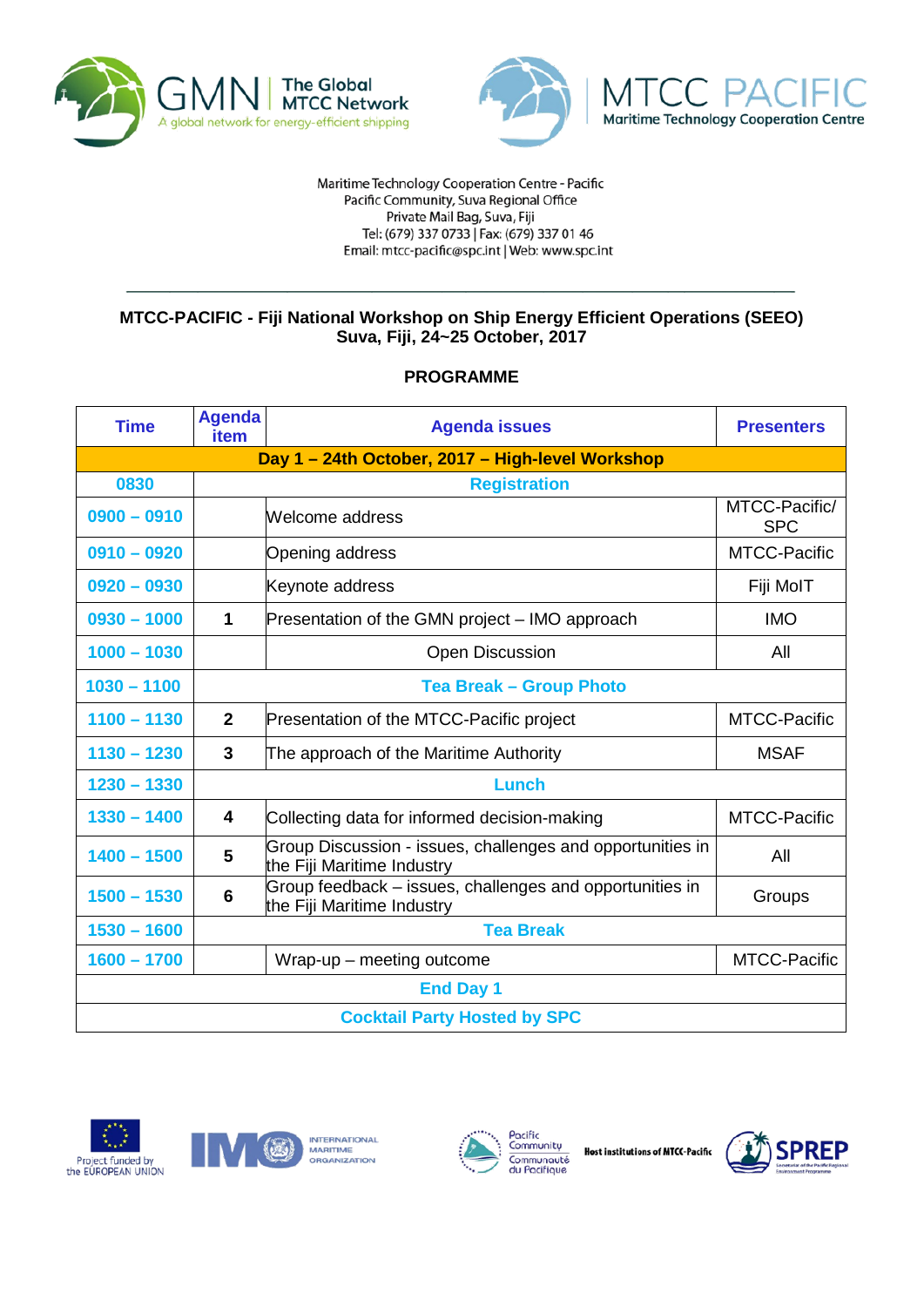GMN | The Global MTCC Network
A global network for energy-efficient shipping

MTCC PACIFIC
Maritime Technology Cooperation Centre

Maritime Technology Cooperation Centre - Pacific
Pacific Community, Suva Regional Office
Private Mail Bag, Suva, Fiji
Tel: (679) 337 0733 | Fax: (679) 337 01 46
Email: mtcc-pacific@spc.int | Web: www.spc.int

---

**MTCC-PACIFIC - Fiji National Workshop on Ship Energy Efficient Operations (SEEO)**
**Suva, Fiji, 24~25 October, 2017**

## PROGRAMME

| Time | Agenda item | Agenda issues | Presenters |
|---|---|---|---|
| **Day 1 – 24th October, 2017 – High-level Workshop** | | | |
| **0830** | **Registration** | | |
| **0900 – 0910** | | Welcome address | MTCC-Pacific/ SPC |
| **0910 – 0920** | | Opening address | MTCC-Pacific |
| **0920 – 0930** | | Keynote address | Fiji MoIT |
| **0930 – 1000** | **1** | Presentation of the GMN project – IMO approach | IMO |
| **1000 – 1030** | | Open Discussion | All |
| **1030 – 1100** | **Tea Break – Group Photo** | | |
| **1100 – 1130** | **2** | Presentation of the MTCC-Pacific project | MTCC-Pacific |
| **1130 – 1230** | **3** | The approach of the Maritime Authority | MSAF |
| **1230 – 1330** | **Lunch** | | |
| **1330 – 1400** | **4** | Collecting data for informed decision-making | MTCC-Pacific |
| **1400 – 1500** | **5** | Group Discussion - issues, challenges and opportunities in the Fiji Maritime Industry | All |
| **1500 – 1530** | **6** | Group feedback – issues, challenges and opportunities in the Fiji Maritime Industry | Groups |
| **1530 – 1600** | **Tea Break** | | |
| **1600 – 1700** | | Wrap-up – meeting outcome | MTCC-Pacific |
| **End Day 1** | | | |
| **Cocktail Party Hosted by SPC** | | | |

Project funded by the EUROPEAN UNION

IMO INTERNATIONAL MARITIME ORGANIZATION

Pacific Community / Communauté du Pacifique

Host institutions of MTCC-Pacific

SPREP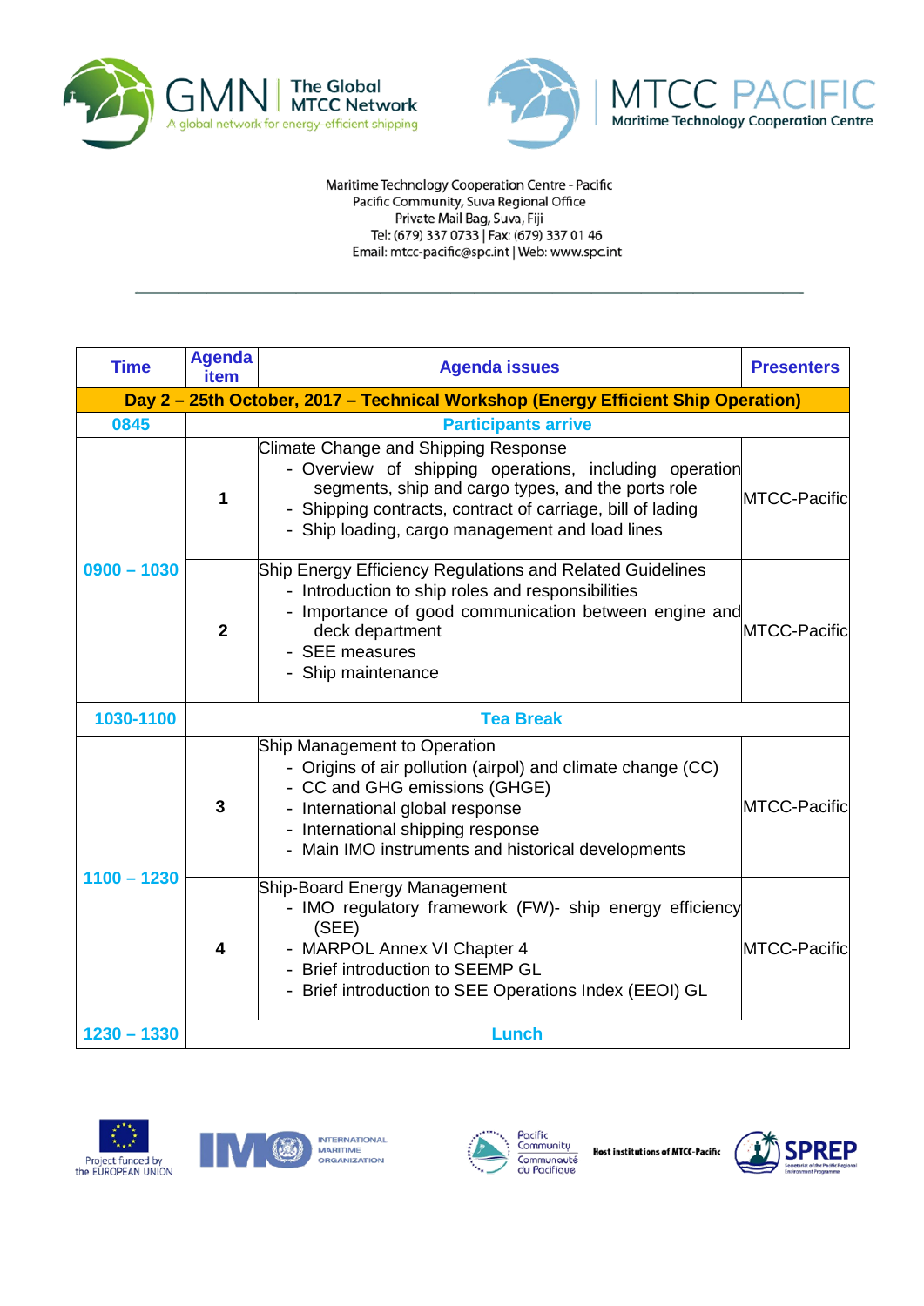Maritime Technology Cooperation Centre - Pacific
Pacific Community, Suva Regional Office
Private Mail Bag, Suva, Fiji
Tel: (679) 337 0733 | Fax: (679) 337 01 46
Email: mtcc-pacific@spc.int | Web: www.spc.int

| Time | Agenda item | Agenda issues | Presenters |
|---|---|---|---|
| **Day 2 – 25th October, 2017 – Technical Workshop (Energy Efficient Ship Operation)** | | | |
| 0845 | **Participants arrive** | | |
| 0900 – 1030 | 1 | Climate Change and Shipping Response<br>- Overview of shipping operations, including operation segments, ship and cargo types, and the ports role<br>- Shipping contracts, contract of carriage, bill of lading<br>- Ship loading, cargo management and load lines | MTCC-Pacific |
| | 2 | Ship Energy Efficiency Regulations and Related Guidelines<br>- Introduction to ship roles and responsibilities<br>- Importance of good communication between engine and deck department<br>- SEE measures<br>- Ship maintenance | MTCC-Pacific |
| 1030-1100 | **Tea Break** | | |
| 1100 – 1230 | 3 | Ship Management to Operation<br>- Origins of air pollution (airpol) and climate change (CC)<br>- CC and GHG emissions (GHGE)<br>- International global response<br>- International shipping response<br>- Main IMO instruments and historical developments | MTCC-Pacific |
| | 4 | Ship-Board Energy Management<br>- IMO regulatory framework (FW)- ship energy efficiency (SEE)<br>- MARPOL Annex VI Chapter 4<br>- Brief introduction to SEEMP GL<br>- Brief introduction to SEE Operations Index (EEOI) GL | MTCC-Pacific |
| 1230 – 1330 | **Lunch** | | |

Project funded by the EUROPEAN UNION

Host institutions of MTCC-Pacific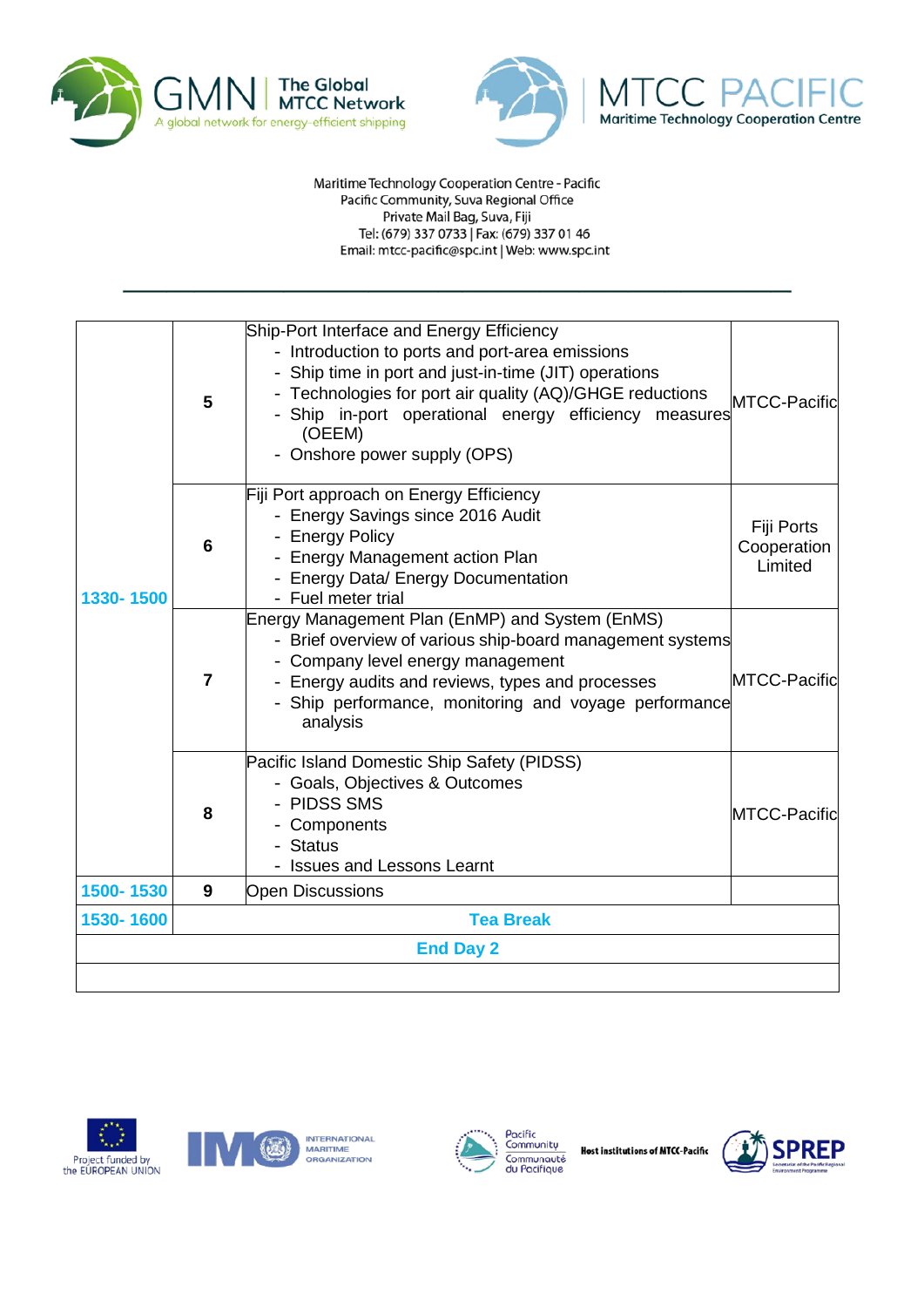Maritime Technology Cooperation Centre - Pacific
Pacific Community, Suva Regional Office
Private Mail Bag, Suva, Fiji
Tel: (679) 337 0733 | Fax: (679) 337 01 46
Email: mtcc-pacific@spc.int | Web: www.spc.int

| | | | |
|---|---|---|---|
| 1330- 1500 | **5** | Ship-Port Interface and Energy Efficiency<br>- Introduction to ports and port-area emissions<br>- Ship time in port and just-in-time (JIT) operations<br>- Technologies for port air quality (AQ)/GHGE reductions<br>- Ship in-port operational energy efficiency measures (OEEM)<br>- Onshore power supply (OPS) | MTCC-Pacific |
| | **6** | Fiji Port approach on Energy Efficiency<br>- Energy Savings since 2016 Audit<br>- Energy Policy<br>- Energy Management action Plan<br>- Energy Data/ Energy Documentation<br>- Fuel meter trial | Fiji Ports Cooperation Limited |
| | **7** | Energy Management Plan (EnMP) and System (EnMS)<br>- Brief overview of various ship-board management systems<br>- Company level energy management<br>- Energy audits and reviews, types and processes<br>- Ship performance, monitoring and voyage performance analysis | MTCC-Pacific |
| | **8** | Pacific Island Domestic Ship Safety (PIDSS)<br>- Goals, Objectives & Outcomes<br>- PIDSS SMS<br>- Components<br>- Status<br>- Issues and Lessons Learnt | MTCC-Pacific |
| 1500- 1530 | **9** | Open Discussions | |
| 1530- 1600 | **Tea Break** | | |
| **End Day 2** | | | |

Project funded by the EUROPEAN UNION

Host institutions of MTCC-Pacific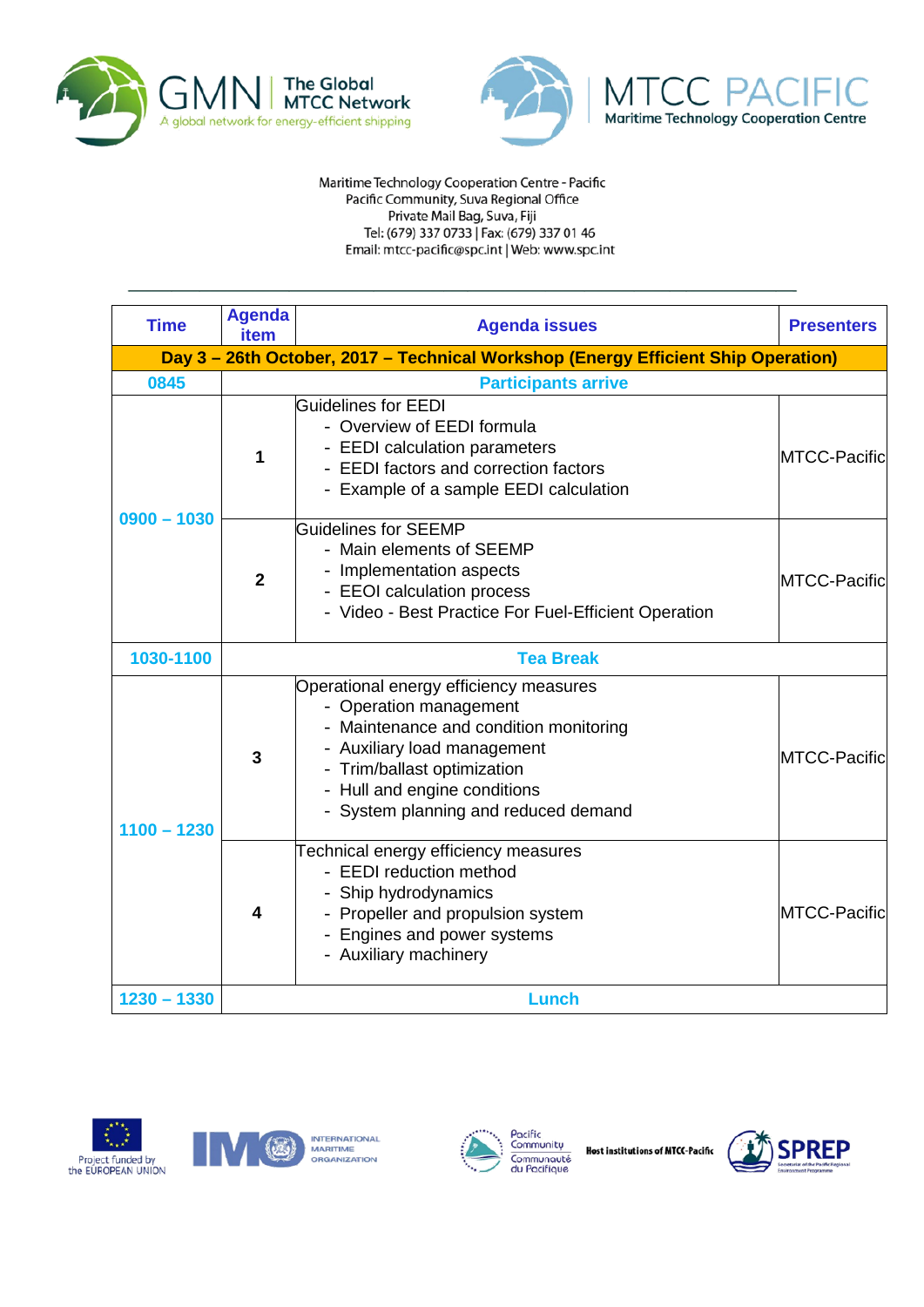Maritime Technology Cooperation Centre - Pacific
Pacific Community, Suva Regional Office
Private Mail Bag, Suva, Fiji
Tel: (679) 337 0733 | Fax: (679) 337 01 46
Email: mtcc-pacific@spc.int | Web: www.spc.int

| Time | Agenda item | Agenda issues | Presenters |
|---|---|---|---|
| **Day 3 – 26th October, 2017 – Technical Workshop (Energy Efficient Ship Operation)** | | | |
| 0845 | | Participants arrive | |
| 0900 – 1030 | 1 | Guidelines for EEDI<br>- Overview of EEDI formula<br>- EEDI calculation parameters<br>- EEDI factors and correction factors<br>- Example of a sample EEDI calculation | MTCC-Pacific |
| | 2 | Guidelines for SEEMP<br>- Main elements of SEEMP<br>- Implementation aspects<br>- EEOI calculation process<br>- Video - Best Practice For Fuel-Efficient Operation | MTCC-Pacific |
| 1030-1100 | | Tea Break | |
| 1100 – 1230 | 3 | Operational energy efficiency measures<br>- Operation management<br>- Maintenance and condition monitoring<br>- Auxiliary load management<br>- Trim/ballast optimization<br>- Hull and engine conditions<br>- System planning and reduced demand | MTCC-Pacific |
| | 4 | Technical energy efficiency measures<br>- EEDI reduction method<br>- Ship hydrodynamics<br>- Propeller and propulsion system<br>- Engines and power systems<br>- Auxiliary machinery | MTCC-Pacific |
| 1230 – 1330 | | Lunch | |

Project funded by the EUROPEAN UNION

Host institutions of MTCC-Pacific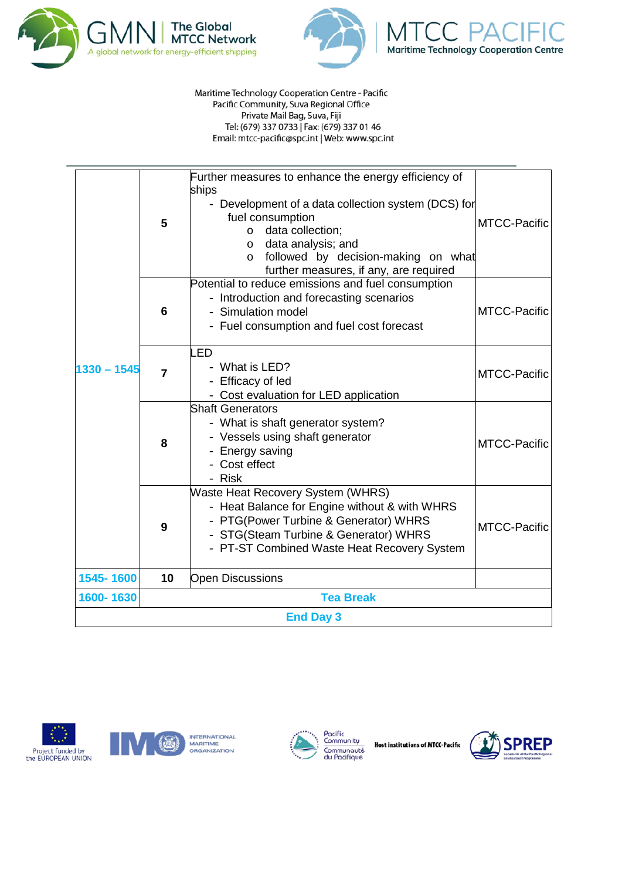Maritime Technology Cooperation Centre - Pacific
Pacific Community, Suva Regional Office
Private Mail Bag, Suva, Fiji
Tel: (679) 337 0733 | Fax: (679) 337 01 46
Email: mtcc-pacific@spc.int | Web: www.spc.int

| | | | |
|---|---|---|---|
| 1330 – 1545 | 5 | Further measures to enhance the energy efficiency of ships<br>- Development of a data collection system (DCS) for fuel consumption<br>o data collection;<br>o data analysis; and<br>o followed by decision-making on what further measures, if any, are required | MTCC-Pacific |
| | 6 | Potential to reduce emissions and fuel consumption<br>- Introduction and forecasting scenarios<br>- Simulation model<br>- Fuel consumption and fuel cost forecast | MTCC-Pacific |
| | 7 | LED<br>- What is LED?<br>- Efficacy of led<br>- Cost evaluation for LED application | MTCC-Pacific |
| | 8 | Shaft Generators<br>- What is shaft generator system?<br>- Vessels using shaft generator<br>- Energy saving<br>- Cost effect<br>- Risk | MTCC-Pacific |
| | 9 | Waste Heat Recovery System (WHRS)<br>- Heat Balance for Engine without & with WHRS<br>- PTG(Power Turbine & Generator) WHRS<br>- STG(Steam Turbine & Generator) WHRS<br>- PT-ST Combined Waste Heat Recovery System | MTCC-Pacific |
| 1545- 1600 | 10 | Open Discussions | |
| 1600- 1630 | Tea Break | | |
| End Day 3 | | | |

Project funded by the EUROPEAN UNION

Host institutions of MTCC-Pacific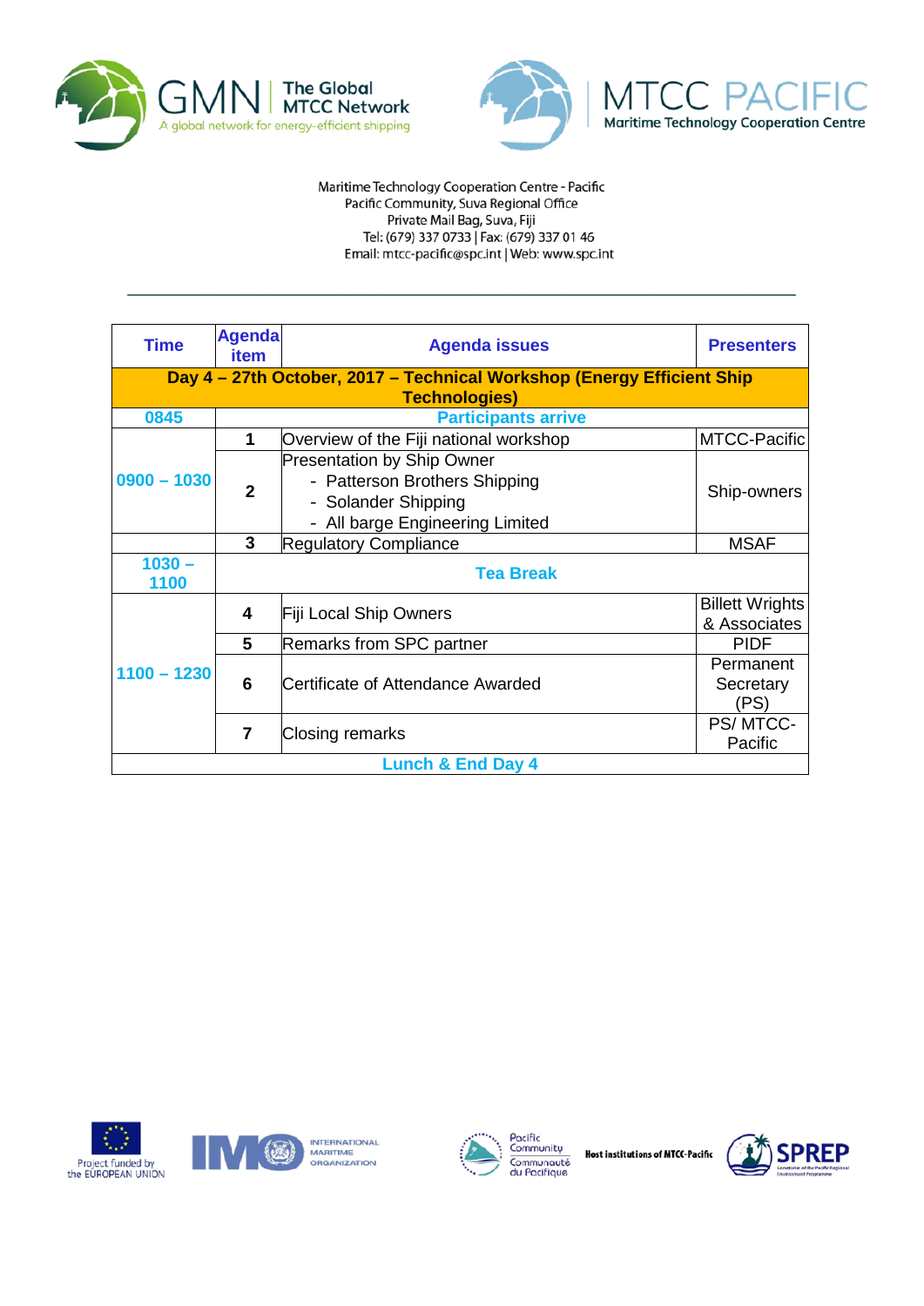Maritime Technology Cooperation Centre - Pacific
Pacific Community, Suva Regional Office
Private Mail Bag, Suva, Fiji
Tel: (679) 337 0733 | Fax: (679) 337 01 46
Email: mtcc-pacific@spc.int | Web: www.spc.int

| Time | Agenda item | Agenda issues | Presenters |
|---|---|---|---|
| **Day 4 – 27th October, 2017 – Technical Workshop (Energy Efficient Ship Technologies)** | | | |
| 0845 | | Participants arrive | |
| 0900 – 1030 | 1 | Overview of the Fiji national workshop | MTCC-Pacific |
| | 2 | Presentation by Ship Owner<br>- Patterson Brothers Shipping<br>- Solander Shipping<br>- All barge Engineering Limited | Ship-owners |
| | 3 | Regulatory Compliance | MSAF |
| 1030 – 1100 | | Tea Break | |
| 1100 – 1230 | 4 | Fiji Local Ship Owners | Billett Wrights & Associates |
| | 5 | Remarks from SPC partner | PIDF |
| | 6 | Certificate of Attendance Awarded | Permanent Secretary (PS) |
| | 7 | Closing remarks | PS/ MTCC-Pacific |
| Lunch & End Day 4 | | | |

Project funded by the EUROPEAN UNION

Host institutions of MTCC-Pacific